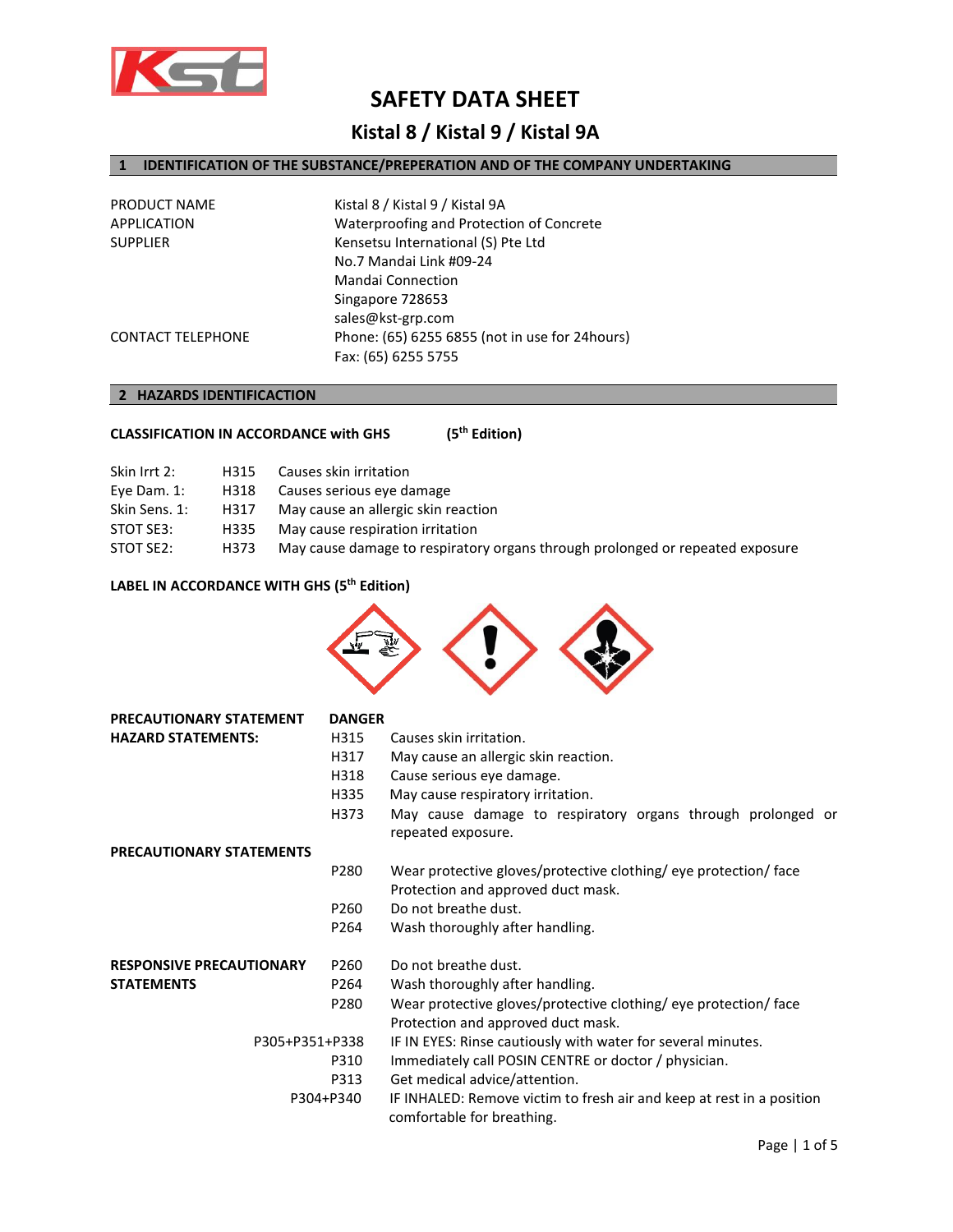# SAFETY DATA SHEET

## Kistal 8 / Kistal 9 / Kistal 9A

## 1 IDENTIFICATION OF THE SUBSTANCE/PREPERATION AND OF THE COMPANY UNDERTAKING

| | |
|---|---|
| PRODUCT NAME | Kistal 8 / Kistal 9 / Kistal 9A |
| APPLICATION | Waterproofing and Protection of Concrete |
| SUPPLIER | Kensetsu International (S) Pte Ltd<br>No.7 Mandai Link #09-24<br>Mandai Connection<br>Singapore 728653<br>sales@kst-grp.com |
| CONTACT TELEPHONE | Phone: (65) 6255 6855 (not in use for 24hours)<br>Fax: (65) 6255 5755 |

## 2 HAZARDS IDENTIFICACTION

**CLASSIFICATION IN ACCORDANCE with GHS (5th Edition)**

| | | |
|---|---|---|
| Skin Irrt 2: | H315 | Causes skin irritation |
| Eye Dam. 1: | H318 | Causes serious eye damage |
| Skin Sens. 1: | H317 | May cause an allergic skin reaction |
| STOT SE3: | H335 | May cause respiration irritation |
| STOT SE2: | H373 | May cause damage to respiratory organs through prolonged or repeated exposure |

**LABEL IN ACCORDANCE WITH GHS (5th Edition)**

**PRECAUTIONARY STATEMENT** **DANGER**

**HAZARD STATEMENTS:**

| | |
|---|---|
| H315 | Causes skin irritation. |
| H317 | May cause an allergic skin reaction. |
| H318 | Cause serious eye damage. |
| H335 | May cause respiratory irritation. |
| H373 | May cause damage to respiratory organs through prolonged or repeated exposure. |

**PRECAUTIONARY STATEMENTS**

| | |
|---|---|
| P280 | Wear protective gloves/protective clothing/ eye protection/ face Protection and approved duct mask. |
| P260 | Do not breathe dust. |
| P264 | Wash thoroughly after handling. |

**RESPONSIVE PRECAUTIONARY STATEMENTS**

| | |
|---|---|
| P260 | Do not breathe dust. |
| P264 | Wash thoroughly after handling. |
| P280 | Wear protective gloves/protective clothing/ eye protection/ face Protection and approved duct mask. |
| P305+P351+P338 | IF IN EYES: Rinse cautiously with water for several minutes. |
| P310 | Immediately call POSIN CENTRE or doctor / physician. |
| P313 | Get medical advice/attention. |
| P304+P340 | IF INHALED: Remove victim to fresh air and keep at rest in a position comfortable for breathing. |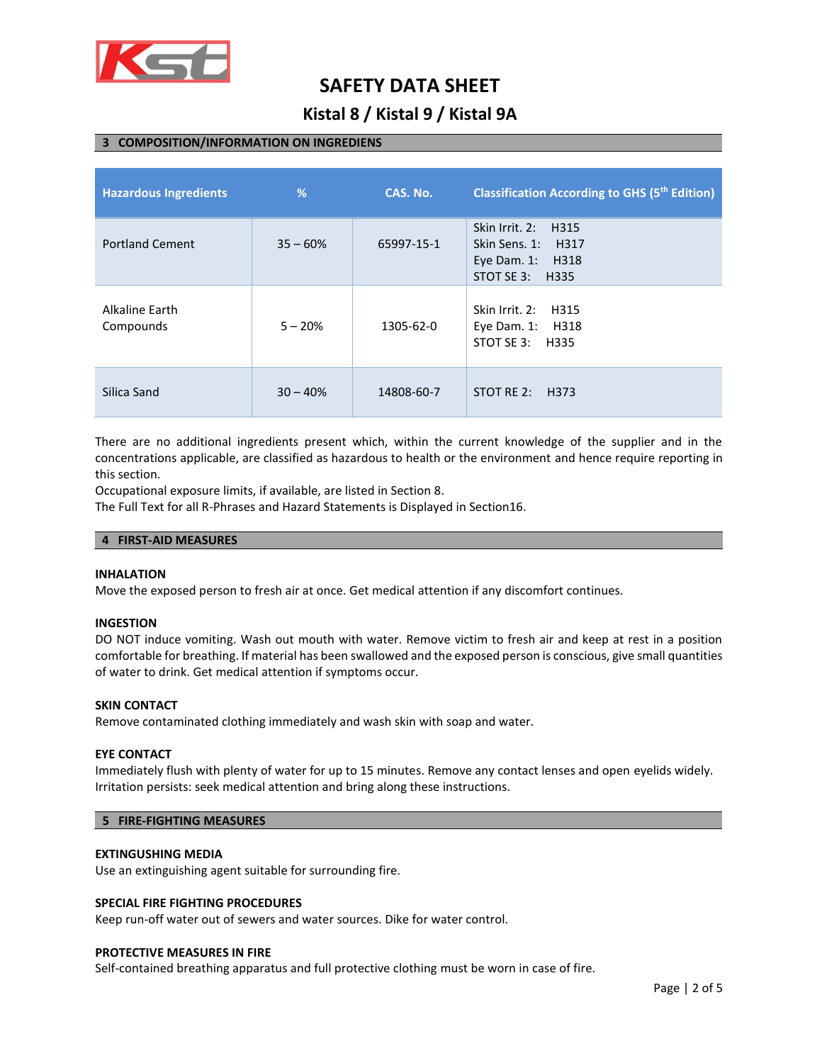## 3 COMPOSITION/INFORMATION ON INGREDIENS

| Hazardous Ingredients | % | CAS. No. | Classification According to GHS (5th Edition) |
|---|---|---|---|
| Portland Cement | 35 – 60% | 65997-15-1 | Skin Irrit. 2: H315<br>Skin Sens. 1: H317<br>Eye Dam. 1: H318<br>STOT SE 3: H335 |
| Alkaline Earth Compounds | 5 – 20% | 1305-62-0 | Skin Irrit. 2: H315<br>Eye Dam. 1: H318<br>STOT SE 3: H335 |
| Silica Sand | 30 – 40% | 14808-60-7 | STOT RE 2: H373 |

There are no additional ingredients present which, within the current knowledge of the supplier and in the concentrations applicable, are classified as hazardous to health or the environment and hence require reporting in this section.
Occupational exposure limits, if available, are listed in Section 8.
The Full Text for all R-Phrases and Hazard Statements is Displayed in Section16.

## 4 FIRST-AID MEASURES

**INHALATION**
Move the exposed person to fresh air at once. Get medical attention if any discomfort continues.

**INGESTION**
DO NOT induce vomiting. Wash out mouth with water. Remove victim to fresh air and keep at rest in a position comfortable for breathing. If material has been swallowed and the exposed person is conscious, give small quantities of water to drink. Get medical attention if symptoms occur.

**SKIN CONTACT**
Remove contaminated clothing immediately and wash skin with soap and water.

**EYE CONTACT**
Immediately flush with plenty of water for up to 15 minutes. Remove any contact lenses and open eyelids widely. Irritation persists: seek medical attention and bring along these instructions.

## 5 FIRE-FIGHTING MEASURES

**EXTINGUSHING MEDIA**
Use an extinguishing agent suitable for surrounding fire.

**SPECIAL FIRE FIGHTING PROCEDURES**
Keep run-off water out of sewers and water sources. Dike for water control.

**PROTECTIVE MEASURES IN FIRE**
Self-contained breathing apparatus and full protective clothing must be worn in case of fire.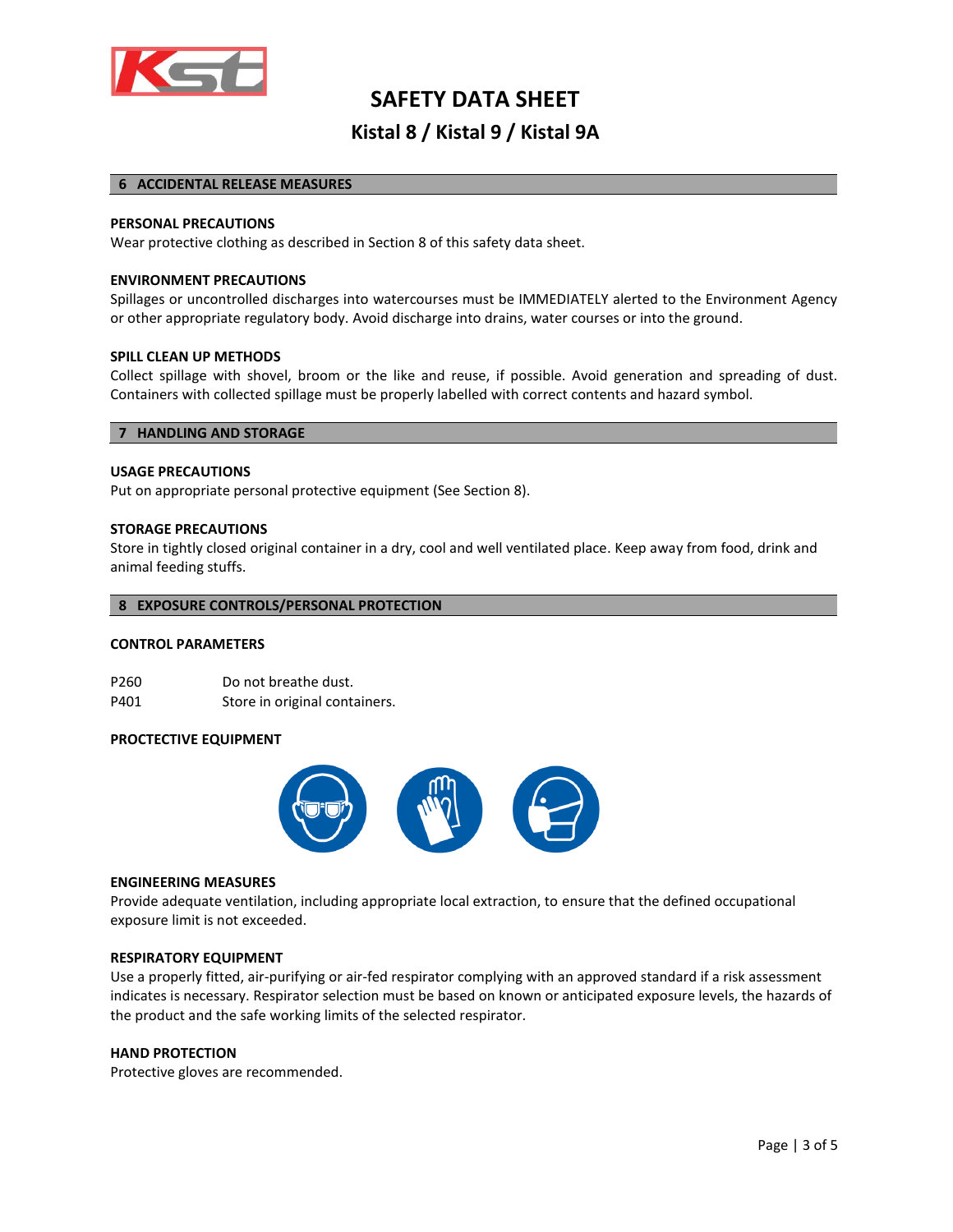# SAFETY DATA SHEET

## Kistal 8 / Kistal 9 / Kistal 9A

### 6 ACCIDENTAL RELEASE MEASURES

**PERSONAL PRECAUTIONS**

Wear protective clothing as described in Section 8 of this safety data sheet.

**ENVIRONMENT PRECAUTIONS**

Spillages or uncontrolled discharges into watercourses must be IMMEDIATELY alerted to the Environment Agency or other appropriate regulatory body. Avoid discharge into drains, water courses or into the ground.

**SPILL CLEAN UP METHODS**

Collect spillage with shovel, broom or the like and reuse, if possible. Avoid generation and spreading of dust. Containers with collected spillage must be properly labelled with correct contents and hazard symbol.

### 7 HANDLING AND STORAGE

**USAGE PRECAUTIONS**

Put on appropriate personal protective equipment (See Section 8).

**STORAGE PRECAUTIONS**

Store in tightly closed original container in a dry, cool and well ventilated place. Keep away from food, drink and animal feeding stuffs.

### 8 EXPOSURE CONTROLS/PERSONAL PROTECTION

**CONTROL PARAMETERS**

| | |
|---|---|
| P260 | Do not breathe dust. |
| P401 | Store in original containers. |

**PROCTECTIVE EQUIPMENT**

**ENGINEERING MEASURES**

Provide adequate ventilation, including appropriate local extraction, to ensure that the defined occupational exposure limit is not exceeded.

**RESPIRATORY EQUIPMENT**

Use a properly fitted, air-purifying or air-fed respirator complying with an approved standard if a risk assessment indicates is necessary. Respirator selection must be based on known or anticipated exposure levels, the hazards of the product and the safe working limits of the selected respirator.

**HAND PROTECTION**

Protective gloves are recommended.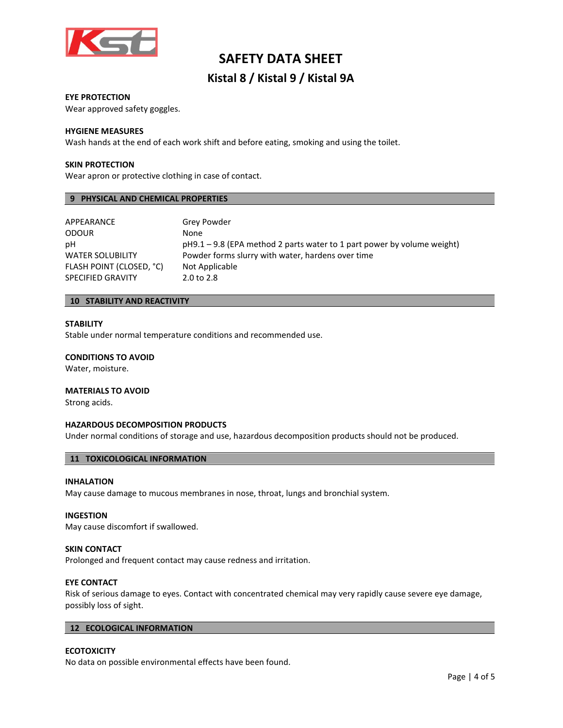#### EYE PROTECTION
Wear approved safety goggles.

#### HYGIENE MEASURES
Wash hands at the end of each work shift and before eating, smoking and using the toilet.

#### SKIN PROTECTION
Wear apron or protective clothing in case of contact.

## 9 PHYSICAL AND CHEMICAL PROPERTIES

| | |
|---|---|
| APPEARANCE | Grey Powder |
| ODOUR | None |
| pH | pH9.1 – 9.8 (EPA method 2 parts water to 1 part power by volume weight) |
| WATER SOLUBILITY | Powder forms slurry with water, hardens over time |
| FLASH POINT (CLOSED, °C) | Not Applicable |
| SPECIFIED GRAVITY | 2.0 to 2.8 |

## 10 STABILITY AND REACTIVITY

#### STABILITY
Stable under normal temperature conditions and recommended use.

#### CONDITIONS TO AVOID
Water, moisture.

#### MATERIALS TO AVOID
Strong acids.

#### HAZARDOUS DECOMPOSITION PRODUCTS
Under normal conditions of storage and use, hazardous decomposition products should not be produced.

## 11 TOXICOLOGICAL INFORMATION

#### INHALATION
May cause damage to mucous membranes in nose, throat, lungs and bronchial system.

#### INGESTION
May cause discomfort if swallowed.

#### SKIN CONTACT
Prolonged and frequent contact may cause redness and irritation.

#### EYE CONTACT
Risk of serious damage to eyes. Contact with concentrated chemical may very rapidly cause severe eye damage, possibly loss of sight.

## 12 ECOLOGICAL INFORMATION

#### ECOTOXICITY
No data on possible environmental effects have been found.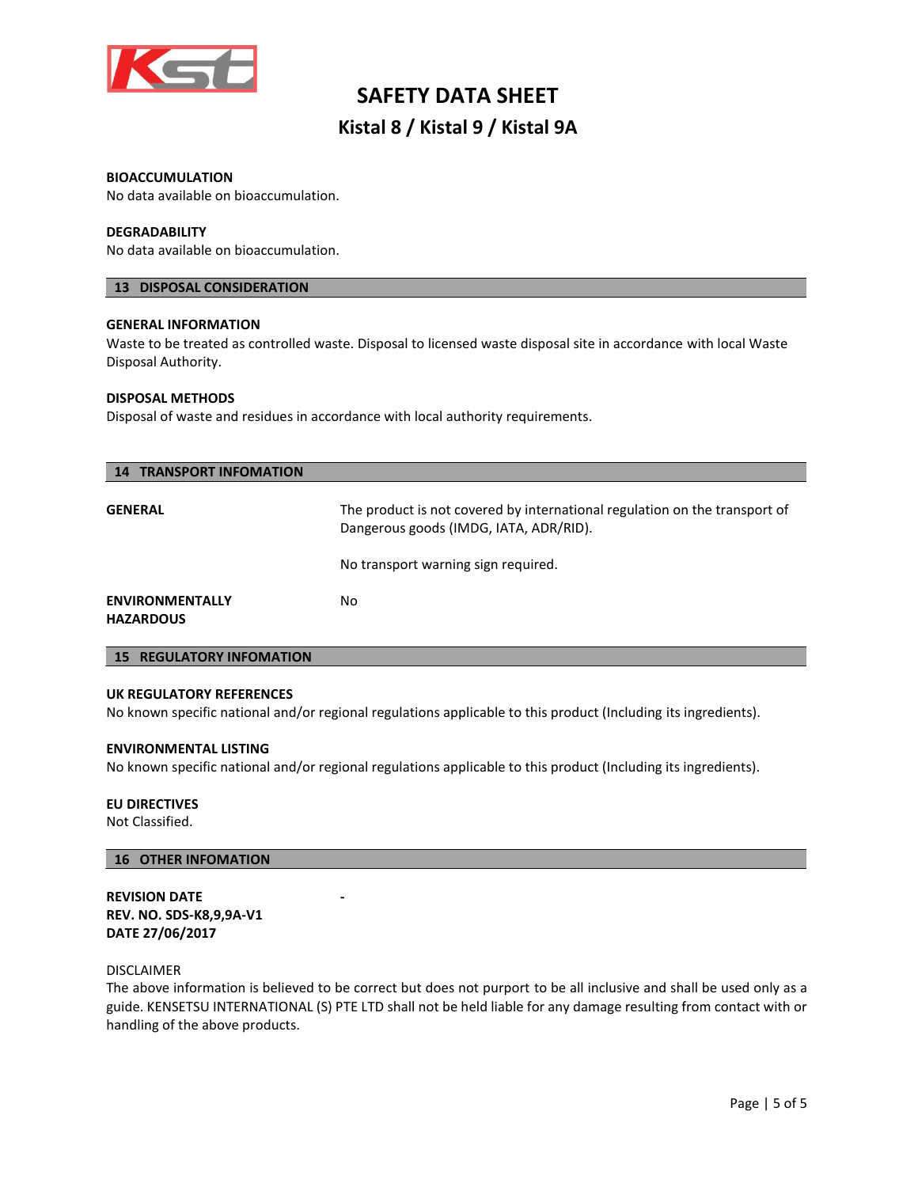**BIOACCUMULATION**
No data available on bioaccumulation.

**DEGRADABILITY**
No data available on bioaccumulation.

## 13 DISPOSAL CONSIDERATION

**GENERAL INFORMATION**
Waste to be treated as controlled waste. Disposal to licensed waste disposal site in accordance with local Waste Disposal Authority.

**DISPOSAL METHODS**
Disposal of waste and residues in accordance with local authority requirements.

## 14 TRANSPORT INFOMATION

| | |
|---|---|
| **GENERAL** | The product is not covered by international regulation on the transport of Dangerous goods (IMDG, IATA, ADR/RID).<br><br>No transport warning sign required. |
| **ENVIRONMENTALLY HAZARDOUS** | No |

## 15 REGULATORY INFOMATION

**UK REGULATORY REFERENCES**
No known specific national and/or regional regulations applicable to this product (Including its ingredients).

**ENVIRONMENTAL LISTING**
No known specific national and/or regional regulations applicable to this product (Including its ingredients).

**EU DIRECTIVES**
Not Classified.

## 16 OTHER INFOMATION

**REVISION DATE** -
**REV. NO. SDS-K8,9,9A-V1**
**DATE 27/06/2017**

DISCLAIMER
The above information is believed to be correct but does not purport to be all inclusive and shall be used only as a guide. KENSETSU INTERNATIONAL (S) PTE LTD shall not be held liable for any damage resulting from contact with or handling of the above products.